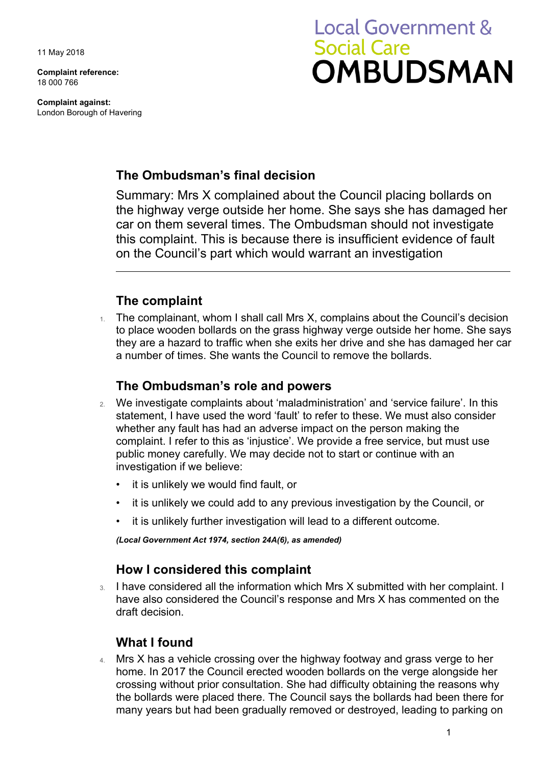11 May 2018

**Complaint reference:**
18 000 766

**Complaint against:**
London Borough of Havering

Local Government & Social Care **OMBUDSMAN**

## The Ombudsman's final decision

Summary: Mrs X complained about the Council placing bollards on the highway verge outside her home. She says she has damaged her car on them several times. The Ombudsman should not investigate this complaint. This is because there is insufficient evidence of fault on the Council's part which would warrant an investigation

---

## The complaint

1. The complainant, whom I shall call Mrs X, complains about the Council's decision to place wooden bollards on the grass highway verge outside her home. She says they are a hazard to traffic when she exits her drive and she has damaged her car a number of times. She wants the Council to remove the bollards.

## The Ombudsman's role and powers

2. We investigate complaints about 'maladministration' and 'service failure'. In this statement, I have used the word 'fault' to refer to these. We must also consider whether any fault has had an adverse impact on the person making the complaint. I refer to this as 'injustice'. We provide a free service, but must use public money carefully. We may decide not to start or continue with an investigation if we believe:
   - it is unlikely we would find fault, or
   - it is unlikely we could add to any previous investigation by the Council, or
   - it is unlikely further investigation will lead to a different outcome.

   ***(Local Government Act 1974, section 24A(6), as amended)***

## How I considered this complaint

3. I have considered all the information which Mrs X submitted with her complaint. I have also considered the Council's response and Mrs X has commented on the draft decision.

## What I found

4. Mrs X has a vehicle crossing over the highway footway and grass verge to her home. In 2017 the Council erected wooden bollards on the verge alongside her crossing without prior consultation. She had difficulty obtaining the reasons why the bollards were placed there. The Council says the bollards had been there for many years but had been gradually removed or destroyed, leading to parking on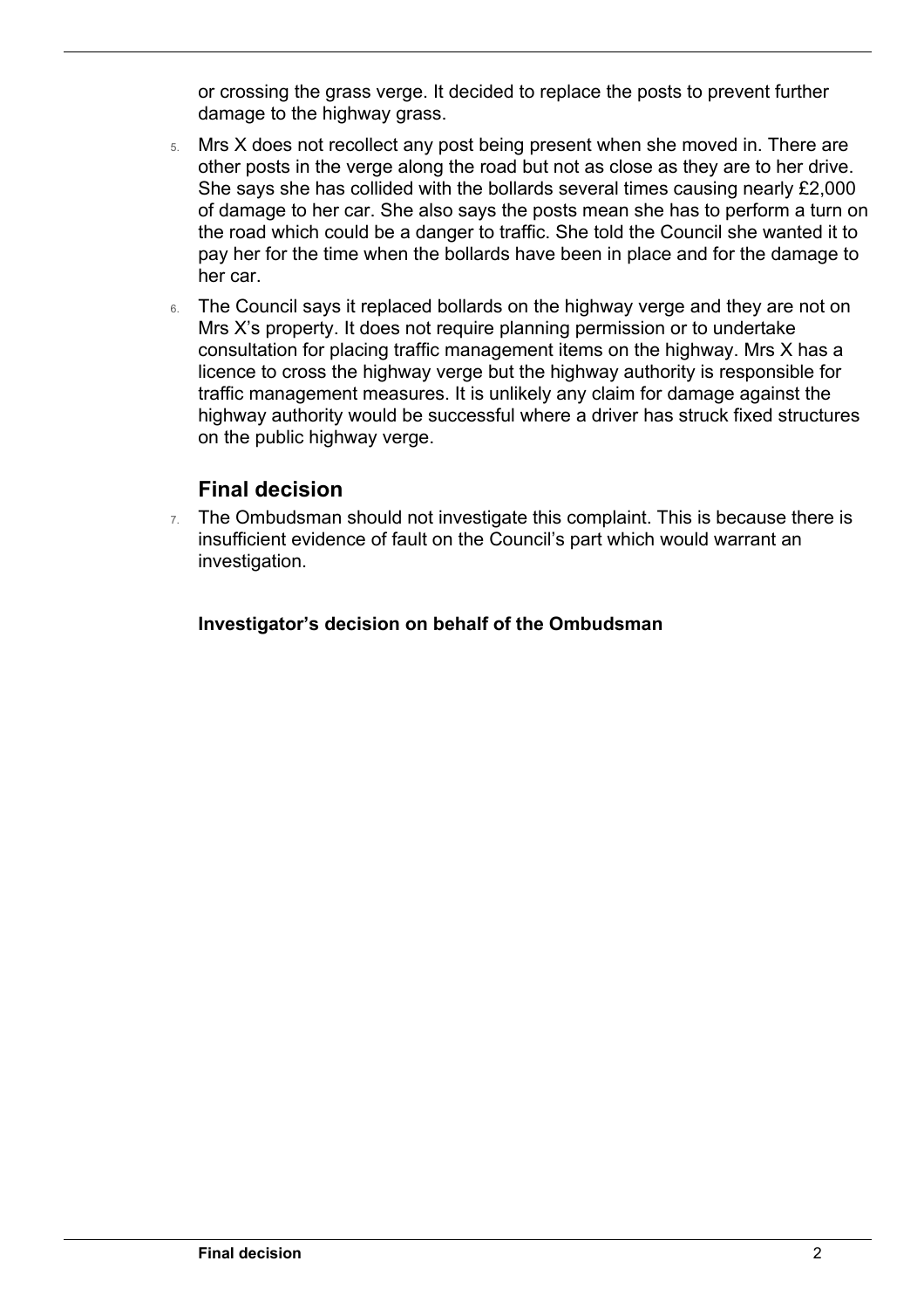or crossing the grass verge. It decided to replace the posts to prevent further damage to the highway grass.

5. Mrs X does not recollect any post being present when she moved in. There are other posts in the verge along the road but not as close as they are to her drive. She says she has collided with the bollards several times causing nearly £2,000 of damage to her car. She also says the posts mean she has to perform a turn on the road which could be a danger to traffic. She told the Council she wanted it to pay her for the time when the bollards have been in place and for the damage to her car.

6. The Council says it replaced bollards on the highway verge and they are not on Mrs X's property. It does not require planning permission or to undertake consultation for placing traffic management items on the highway. Mrs X has a licence to cross the highway verge but the highway authority is responsible for traffic management measures. It is unlikely any claim for damage against the highway authority would be successful where a driver has struck fixed structures on the public highway verge.

## Final decision

7. The Ombudsman should not investigate this complaint. This is because there is insufficient evidence of fault on the Council's part which would warrant an investigation.

**Investigator's decision on behalf of the Ombudsman**